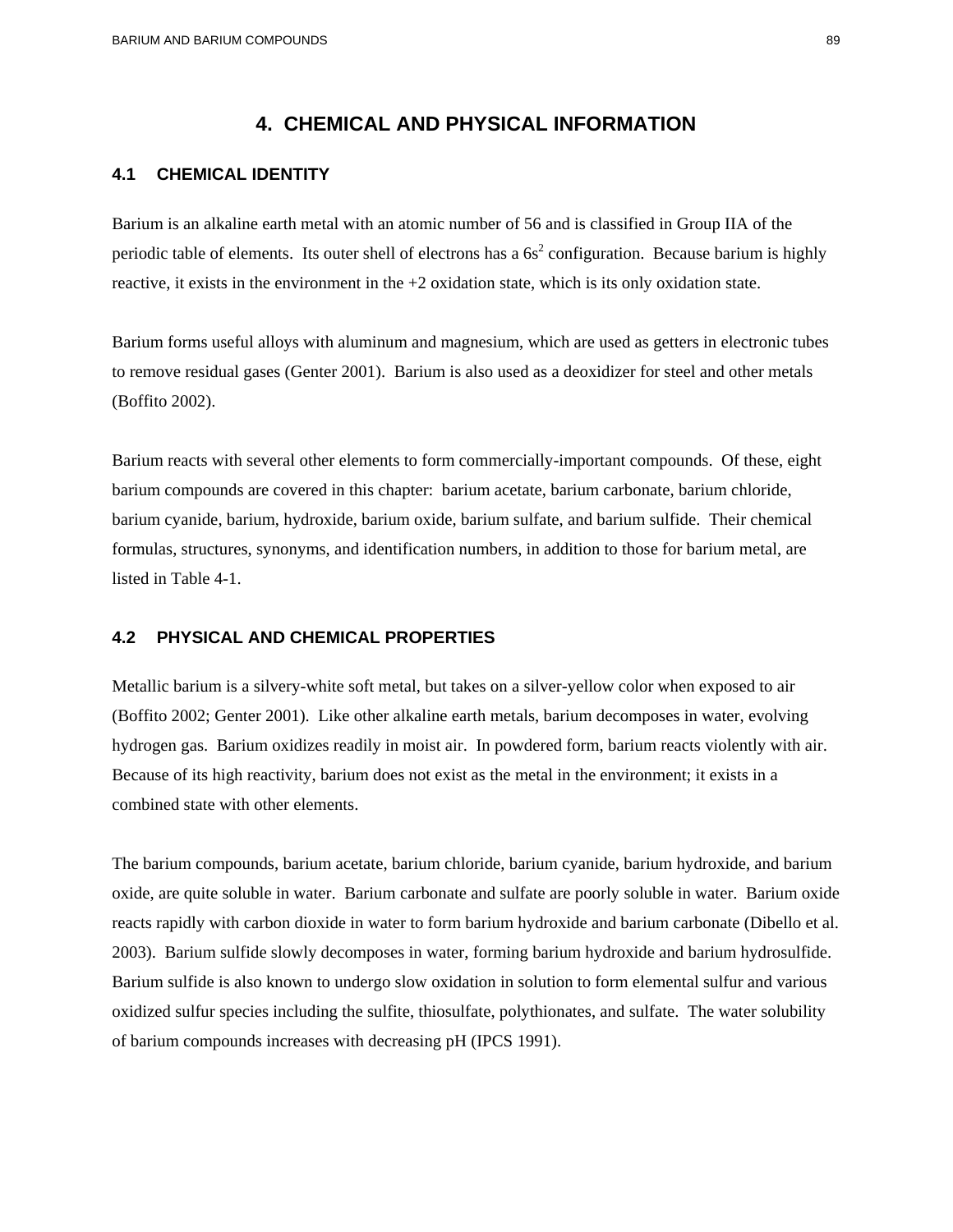# 4. CHEMICAL AND PHYSICAL INFORMATION

## 4.1 CHEMICAL IDENTITY

Barium is an alkaline earth metal with an atomic number of 56 and is classified in Group IIA of the periodic table of elements. Its outer shell of electrons has a $6s^2$ configuration. Because barium is highly reactive, it exists in the environment in the +2 oxidation state, which is its only oxidation state.

Barium forms useful alloys with aluminum and magnesium, which are used as getters in electronic tubes to remove residual gases (Genter 2001). Barium is also used as a deoxidizer for steel and other metals (Boffito 2002).

Barium reacts with several other elements to form commercially-important compounds. Of these, eight barium compounds are covered in this chapter: barium acetate, barium carbonate, barium chloride, barium cyanide, barium, hydroxide, barium oxide, barium sulfate, and barium sulfide. Their chemical formulas, structures, synonyms, and identification numbers, in addition to those for barium metal, are listed in Table 4-1.

## 4.2 PHYSICAL AND CHEMICAL PROPERTIES

Metallic barium is a silvery-white soft metal, but takes on a silver-yellow color when exposed to air (Boffito 2002; Genter 2001). Like other alkaline earth metals, barium decomposes in water, evolving hydrogen gas. Barium oxidizes readily in moist air. In powdered form, barium reacts violently with air. Because of its high reactivity, barium does not exist as the metal in the environment; it exists in a combined state with other elements.

The barium compounds, barium acetate, barium chloride, barium cyanide, barium hydroxide, and barium oxide, are quite soluble in water. Barium carbonate and sulfate are poorly soluble in water. Barium oxide reacts rapidly with carbon dioxide in water to form barium hydroxide and barium carbonate (Dibello et al. 2003). Barium sulfide slowly decomposes in water, forming barium hydroxide and barium hydrosulfide. Barium sulfide is also known to undergo slow oxidation in solution to form elemental sulfur and various oxidized sulfur species including the sulfite, thiosulfate, polythionates, and sulfate. The water solubility of barium compounds increases with decreasing pH (IPCS 1991).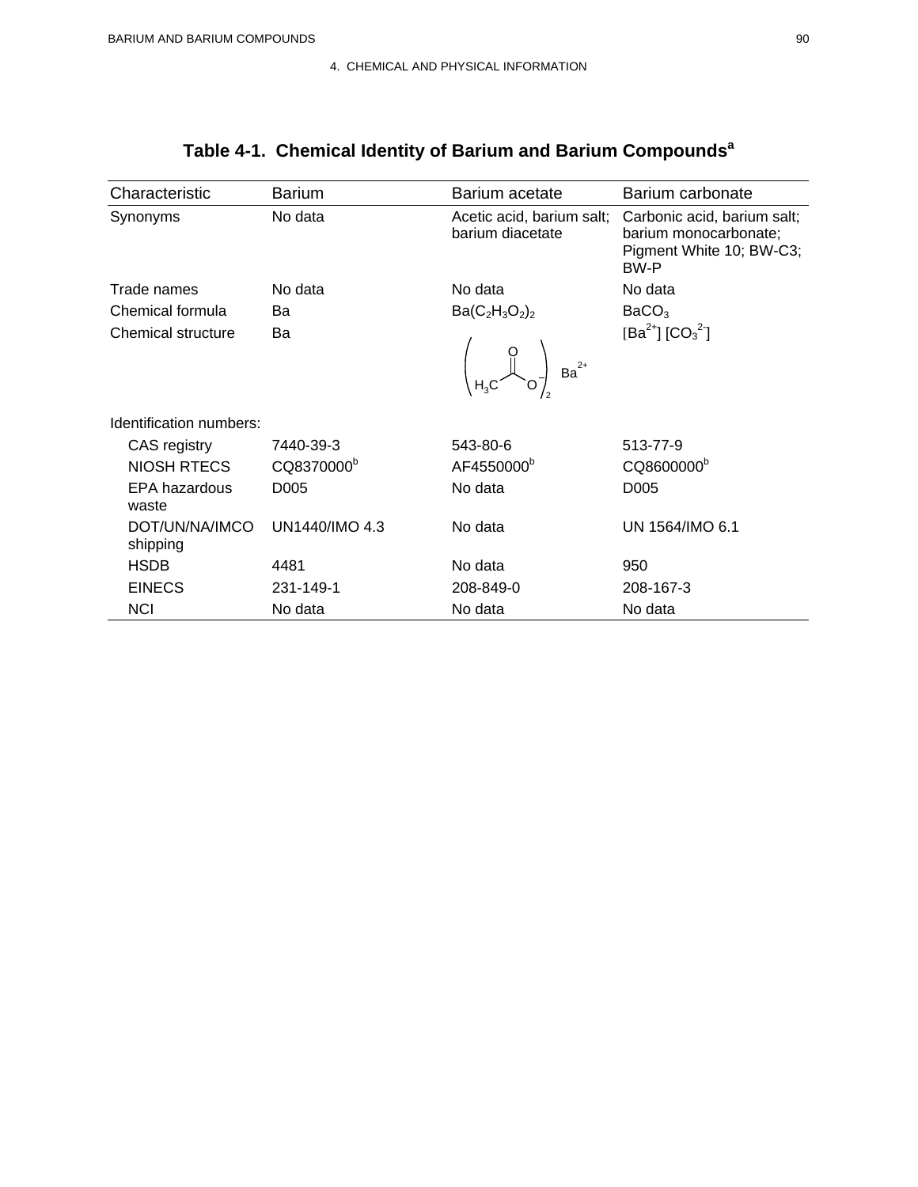## Table 4-1. Chemical Identity of Barium and Barium Compounds[a]

| Characteristic | Barium | Barium acetate | Barium carbonate |
|---|---|---|---|
| Synonyms | No data | Acetic acid, barium salt; barium diacetate | Carbonic acid, barium salt; barium monocarbonate; Pigment White 10; BW-C3; BW-P |
| Trade names | No data | No data | No data |
| Chemical formula | Ba | $Ba(C_2H_3O_2)_2$ | $BaCO_3$ |
| Chemical structure | Ba | $(H_3C\text{-}C(=O)O^-)_2\ Ba^{2+}$ | $[Ba^{2+}]\ [CO_3^{2-}]$ |
| Identification numbers: | | | |
| CAS registry | 7440-39-3 | 543-80-6 | 513-77-9 |
| NIOSH RTECS | CQ8370000[b] | AF4550000[b] | CQ8600000[b] |
| EPA hazardous waste | D005 | No data | D005 |
| DOT/UN/NA/IMCO shipping | UN1440/IMO 4.3 | No data | UN 1564/IMO 6.1 |
| HSDB | 4481 | No data | 950 |
| EINECS | 231-149-1 | 208-849-0 | 208-167-3 |
| NCI | No data | No data | No data |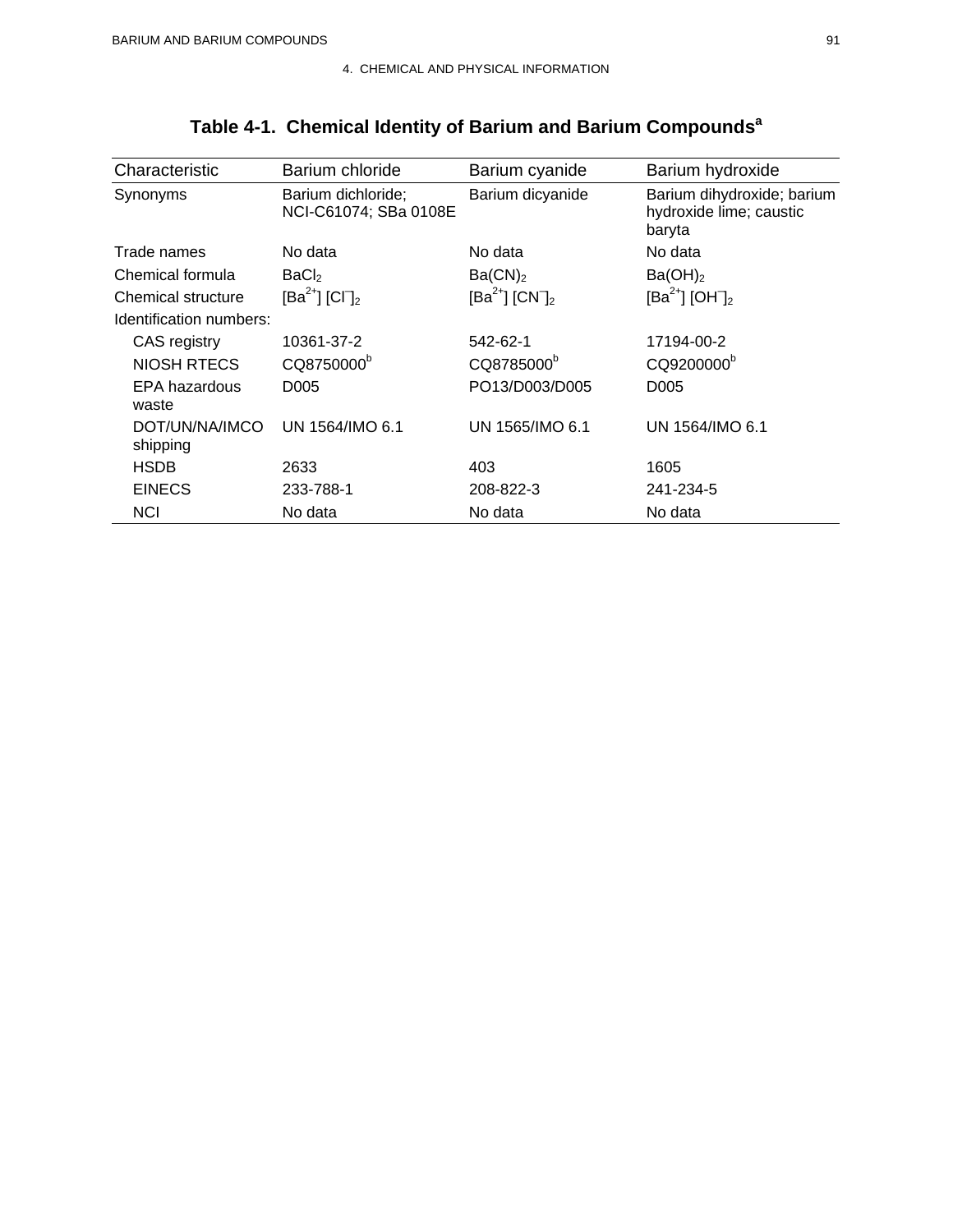## Table 4-1. Chemical Identity of Barium and Barium Compounds[a]

| Characteristic | Barium chloride | Barium cyanide | Barium hydroxide |
|---|---|---|---|
| Synonyms | Barium dichloride; NCI-C61074; SBa 0108E | Barium dicyanide | Barium dihydroxide; barium hydroxide lime; caustic baryta |
| Trade names | No data | No data | No data |
| Chemical formula | $BaCl_2$ | $Ba(CN)_2$ | $Ba(OH)_2$ |
| Chemical structure | $[Ba^{2+}] [Cl^{-}]_2$ | $[Ba^{2+}] [CN^{-}]_2$ | $[Ba^{2+}] [OH^{-}]_2$ |
| Identification numbers: | | | |
| CAS registry | 10361-37-2 | 542-62-1 | 17194-00-2 |
| NIOSH RTECS | CQ8750000[b] | CQ8785000[b] | CQ9200000[b] |
| EPA hazardous waste | D005 | PO13/D003/D005 | D005 |
| DOT/UN/NA/IMCO shipping | UN 1564/IMO 6.1 | UN 1565/IMO 6.1 | UN 1564/IMO 6.1 |
| HSDB | 2633 | 403 | 1605 |
| EINECS | 233-788-1 | 208-822-3 | 241-234-5 |
| NCI | No data | No data | No data |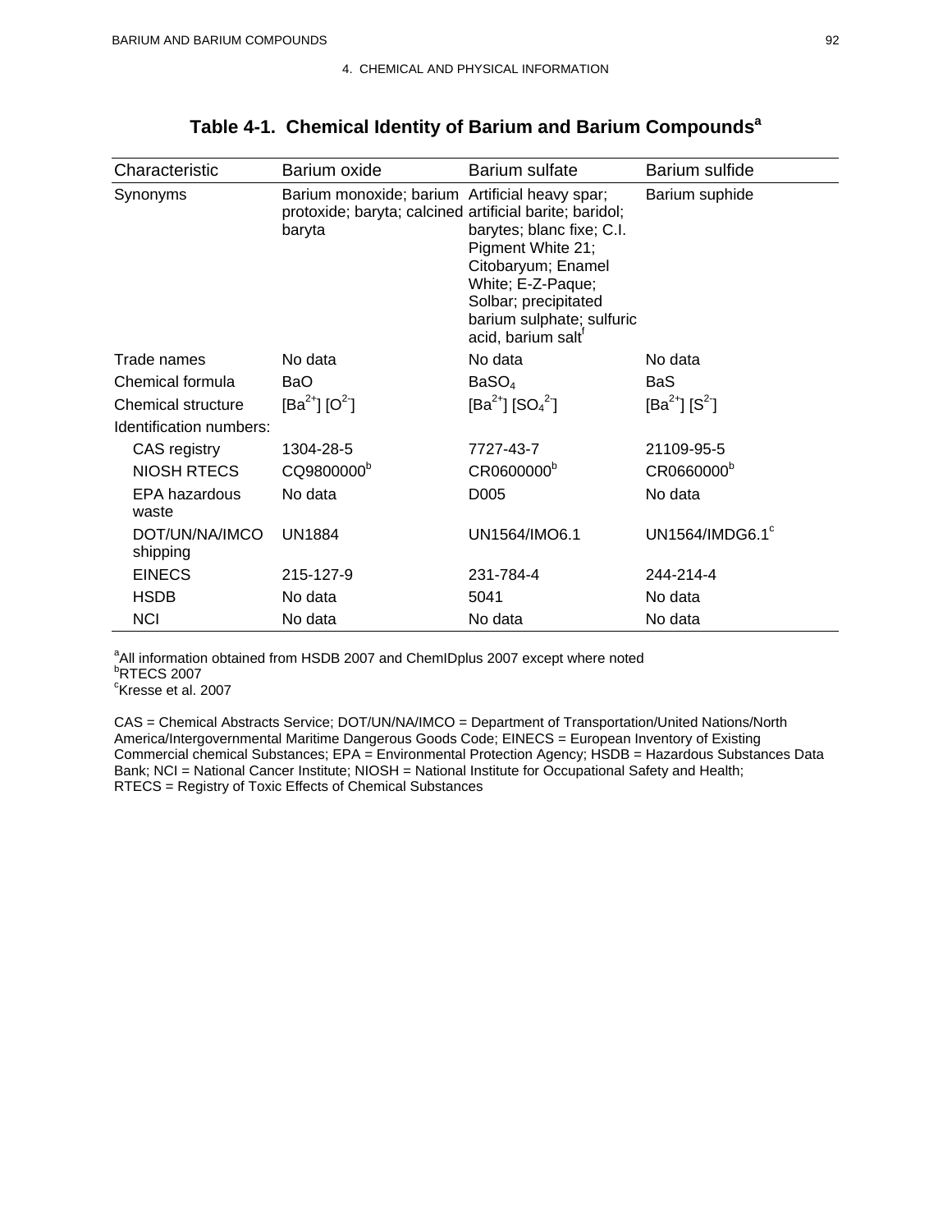## Table 4-1. Chemical Identity of Barium and Barium Compounds[a]

| Characteristic | Barium oxide | Barium sulfate | Barium sulfide |
|---|---|---|---|
| Synonyms | Barium monoxide; barium protoxide; baryta; calcined baryta | Artificial heavy spar; artificial barite; baridol; barytes; blanc fixe; C.I. Pigment White 21; Citobaryum; Enamel White; E-Z-Paque; Solbar; precipitated barium sulphate; sulfuric acid, barium salt[f] | Barium suphide |
| Trade names | No data | No data | No data |
| Chemical formula | BaO | $BaSO_4$ | BaS |
| Chemical structure | $[Ba^{2+}]$ $[O^{2-}]$ | $[Ba^{2+}]$ $[SO_4^{2-}]$ | $[Ba^{2+}]$ $[S^{2-}]$ |
| Identification numbers: | | | |
| CAS registry | 1304-28-5 | 7727-43-7 | 21109-95-5 |
| NIOSH RTECS | CQ9800000[b] | CR0600000[b] | CR0660000[b] |
| EPA hazardous waste | No data | D005 | No data |
| DOT/UN/NA/IMCO shipping | UN1884 | UN1564/IMO6.1 | UN1564/IMDG6.1[c] |
| EINECS | 215-127-9 | 231-784-4 | 244-214-4 |
| HSDB | No data | 5041 | No data |
| NCI | No data | No data | No data |

[a]All information obtained from HSDB 2007 and ChemIDplus 2007 except where noted
[b]RTECS 2007
[c]Kresse et al. 2007

CAS = Chemical Abstracts Service; DOT/UN/NA/IMCO = Department of Transportation/United Nations/North America/Intergovernmental Maritime Dangerous Goods Code; EINECS = European Inventory of Existing Commercial chemical Substances; EPA = Environmental Protection Agency; HSDB = Hazardous Substances Data Bank; NCI = National Cancer Institute; NIOSH = National Institute for Occupational Safety and Health; RTECS = Registry of Toxic Effects of Chemical Substances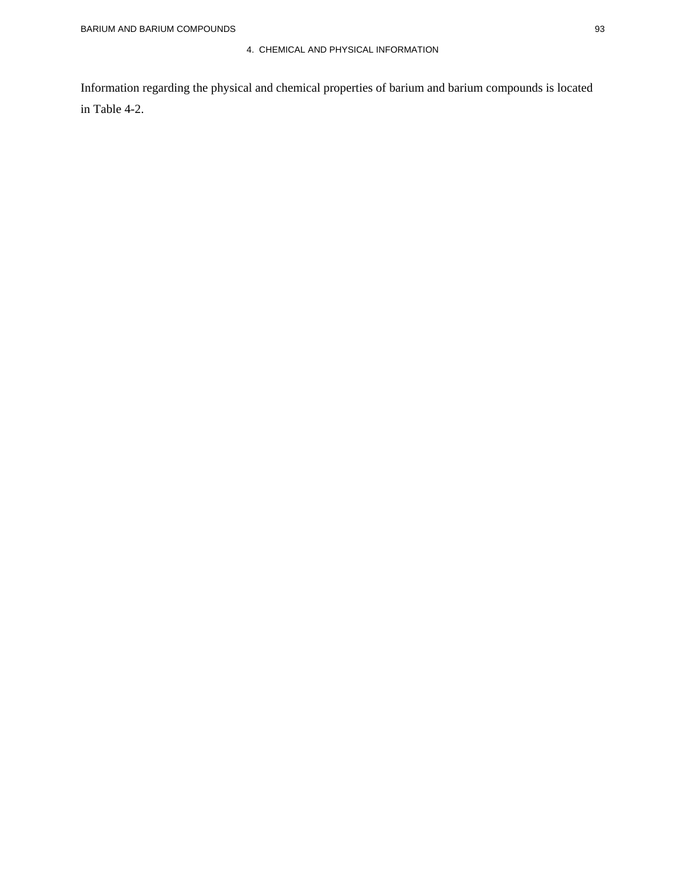Information regarding the physical and chemical properties of barium and barium compounds is located in Table 4-2.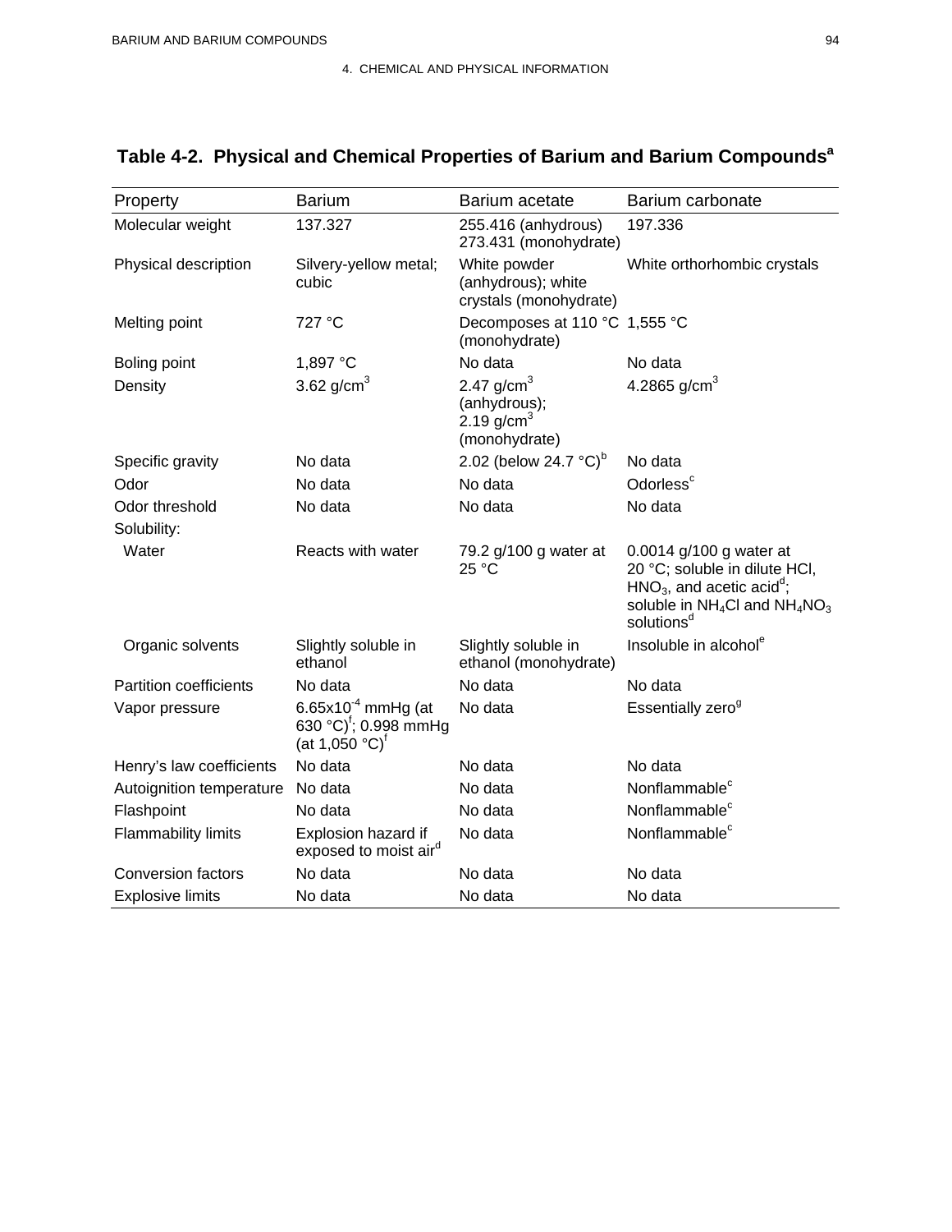## Table 4-2. Physical and Chemical Properties of Barium and Barium Compounds[a]

| Property | Barium | Barium acetate | Barium carbonate |
|---|---|---|---|
| Molecular weight | 137.327 | 255.416 (anhydrous) 273.431 (monohydrate) | 197.336 |
| Physical description | Silvery-yellow metal; cubic | White powder (anhydrous); white crystals (monohydrate) | White orthorhombic crystals |
| Melting point | 727 °C | Decomposes at 110 °C (monohydrate) | 1,555 °C |
| Boling point | 1,897 °C | No data | No data |
| Density | 3.62 g/cm$^3$ | 2.47 g/cm$^3$ (anhydrous); 2.19 g/cm$^3$ (monohydrate) | 4.2865 g/cm$^3$ |
| Specific gravity | No data | 2.02 (below 24.7 °C)[b] | No data |
| Odor | No data | No data | Odorless[c] |
| Odor threshold | No data | No data | No data |
| Solubility: | | | |
| Water | Reacts with water | 79.2 g/100 g water at 25 °C | 0.0014 g/100 g water at 20 °C; soluble in dilute HCl, $HNO_3$, and acetic acid[d]; soluble in $NH_4Cl$ and $NH_4NO_3$ solutions[d] |
| Organic solvents | Slightly soluble in ethanol | Slightly soluble in ethanol (monohydrate) | Insoluble in alcohol[e] |
| Partition coefficients | No data | No data | No data |
| Vapor pressure | $6.65 \times 10^{-4}$ mmHg (at 630 °C)[f]; 0.998 mmHg (at 1,050 °C)[f] | No data | Essentially zero[g] |
| Henry's law coefficients | No data | No data | No data |
| Autoignition temperature | No data | No data | Nonflammable[c] |
| Flashpoint | No data | No data | Nonflammable[c] |
| Flammability limits | Explosion hazard if exposed to moist air[d] | No data | Nonflammable[c] |
| Conversion factors | No data | No data | No data |
| Explosive limits | No data | No data | No data |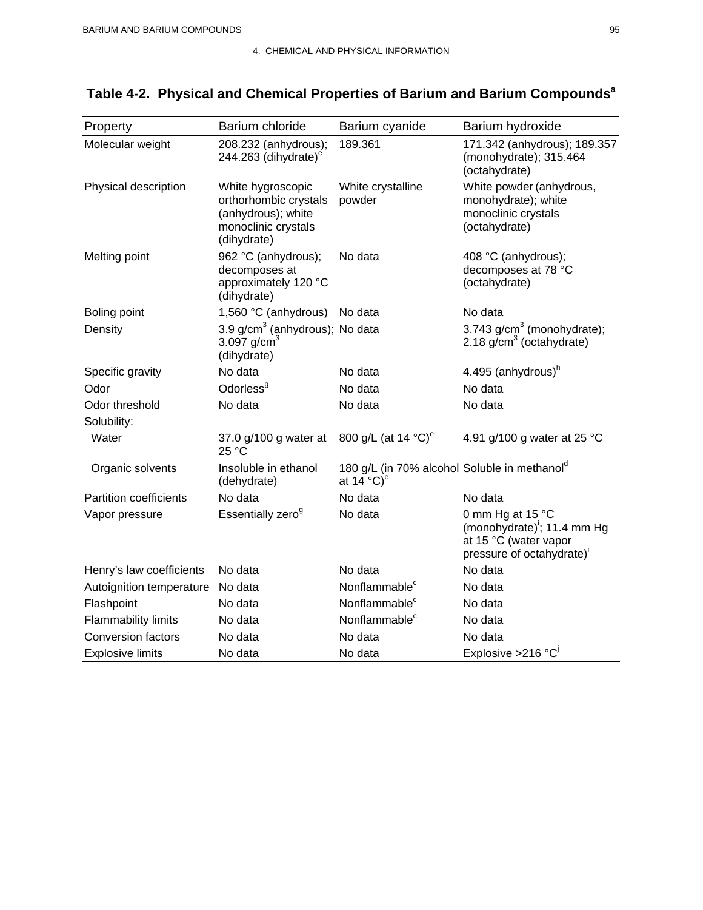# Table 4-2. Physical and Chemical Properties of Barium and Barium Compounds[a]

| Property | Barium chloride | Barium cyanide | Barium hydroxide |
|---|---|---|---|
| Molecular weight | 208.232 (anhydrous); 244.263 (dihydrate)[e] | 189.361 | 171.342 (anhydrous); 189.357 (monohydrate); 315.464 (octahydrate) |
| Physical description | White hygroscopic orthorhombic crystals (anhydrous); white monoclinic crystals (dihydrate) | White crystalline powder | White powder (anhydrous, monohydrate); white monoclinic crystals (octahydrate) |
| Melting point | 962 °C (anhydrous); decomposes at approximately 120 °C (dihydrate) | No data | 408 °C (anhydrous); decomposes at 78 °C (octahydrate) |
| Boling point | 1,560 °C (anhydrous) | No data | No data |
| Density | 3.9 g/cm$^3$ (anhydrous); 3.097 g/cm$^3$ (dihydrate) | No data | 3.743 g/cm$^3$ (monohydrate); 2.18 g/cm$^3$ (octahydrate) |
| Specific gravity | No data | No data | 4.495 (anhydrous)[h] |
| Odor | Odorless[g] | No data | No data |
| Odor threshold | No data | No data | No data |
| Solubility: | | | |
| Water | 37.0 g/100 g water at 25 °C | 800 g/L (at 14 °C)[e] | 4.91 g/100 g water at 25 °C |
| Organic solvents | Insoluble in ethanol (dehydrate) | 180 g/L (in 70% alcohol at 14 °C)[e] | Soluble in methanol[d] |
| Partition coefficients | No data | No data | No data |
| Vapor pressure | Essentially zero[g] | No data | 0 mm Hg at 15 °C (monohydrate)[i]; 11.4 mm Hg at 15 °C (water vapor pressure of octahydrate)[i] |
| Henry's law coefficients | No data | No data | No data |
| Autoignition temperature | No data | Nonflammable[c] | No data |
| Flashpoint | No data | Nonflammable[c] | No data |
| Flammability limits | No data | Nonflammable[c] | No data |
| Conversion factors | No data | No data | No data |
| Explosive limits | No data | No data | Explosive >216 °C[j] |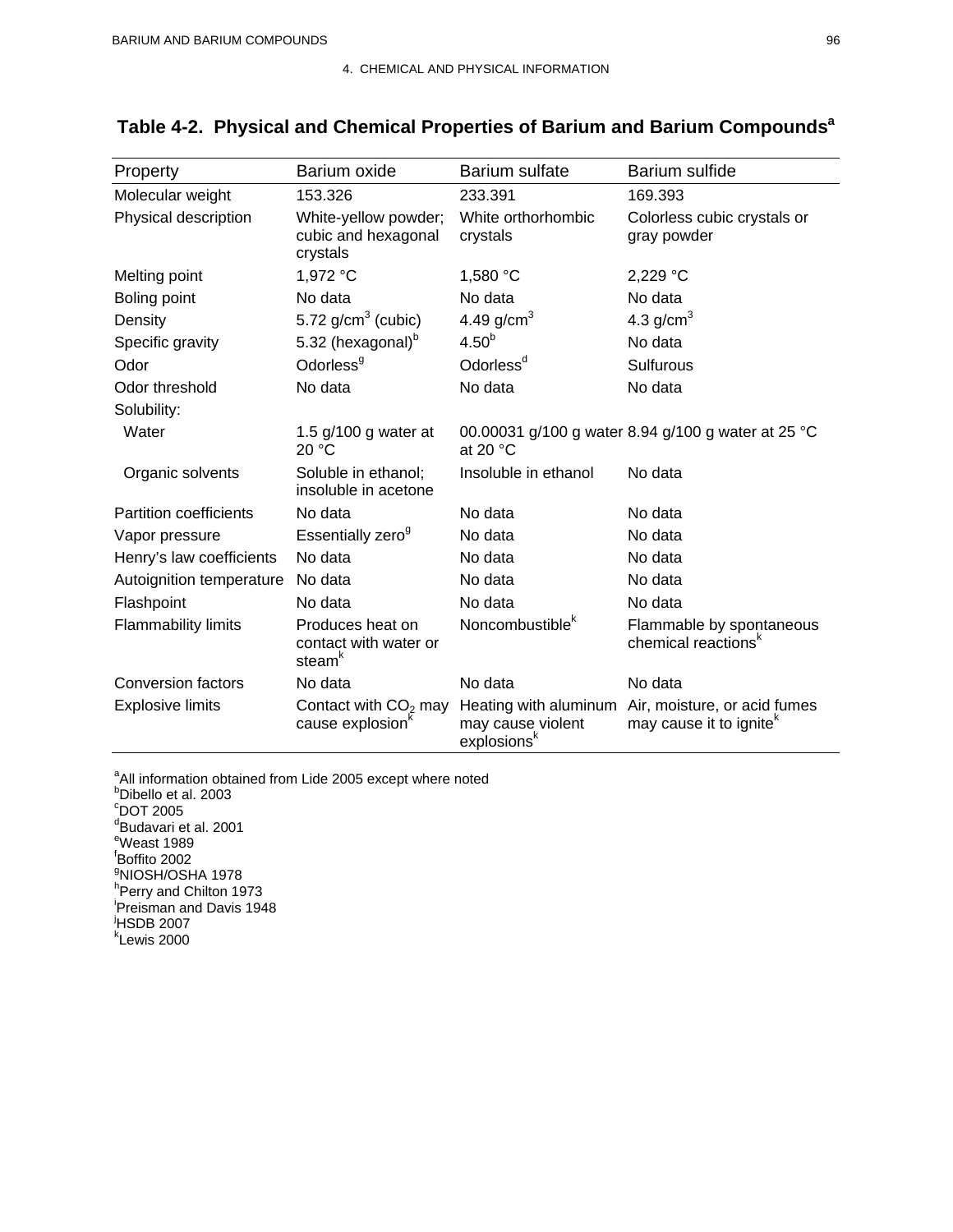**Table 4-2. Physical and Chemical Properties of Barium and Barium Compounds[a]**

| Property | Barium oxide | Barium sulfate | Barium sulfide |
|---|---|---|---|
| Molecular weight | 153.326 | 233.391 | 169.393 |
| Physical description | White-yellow powder; cubic and hexagonal crystals | White orthorhombic crystals | Colorless cubic crystals or gray powder |
| Melting point | 1,972 °C | 1,580 °C | 2,229 °C |
| Boling point | No data | No data | No data |
| Density | 5.72 g/cm$^3$ (cubic) | 4.49 g/cm$^3$ | 4.3 g/cm$^3$ |
| Specific gravity | 5.32 (hexagonal)[b] | 4.50[b] | No data |
| Odor | Odorless[g] | Odorless[d] | Sulfurous |
| Odor threshold | No data | No data | No data |
| Solubility: | | | |
| Water | 1.5 g/100 g water at 20 °C | 00.00031 g/100 g water at 20 °C | 8.94 g/100 g water at 25 °C |
| Organic solvents | Soluble in ethanol; insoluble in acetone | Insoluble in ethanol | No data |
| Partition coefficients | No data | No data | No data |
| Vapor pressure | Essentially zero[g] | No data | No data |
| Henry's law coefficients | No data | No data | No data |
| Autoignition temperature | No data | No data | No data |
| Flashpoint | No data | No data | No data |
| Flammability limits | Produces heat on contact with water or steam[k] | Noncombustible[k] | Flammable by spontaneous chemical reactions[k] |
| Conversion factors | No data | No data | No data |
| Explosive limits | Contact with $CO_2$ may cause explosion[k] | Heating with aluminum may cause violent explosions[k] | Air, moisture, or acid fumes may cause it to ignite[k] |

[a]All information obtained from Lide 2005 except where noted
[b]Dibello et al. 2003
[c]DOT 2005
[d]Budavari et al. 2001
[e]Weast 1989
[f]Boffito 2002
[g]NIOSH/OSHA 1978
[h]Perry and Chilton 1973
[i]Preisman and Davis 1948
[j]HSDB 2007
[k]Lewis 2000